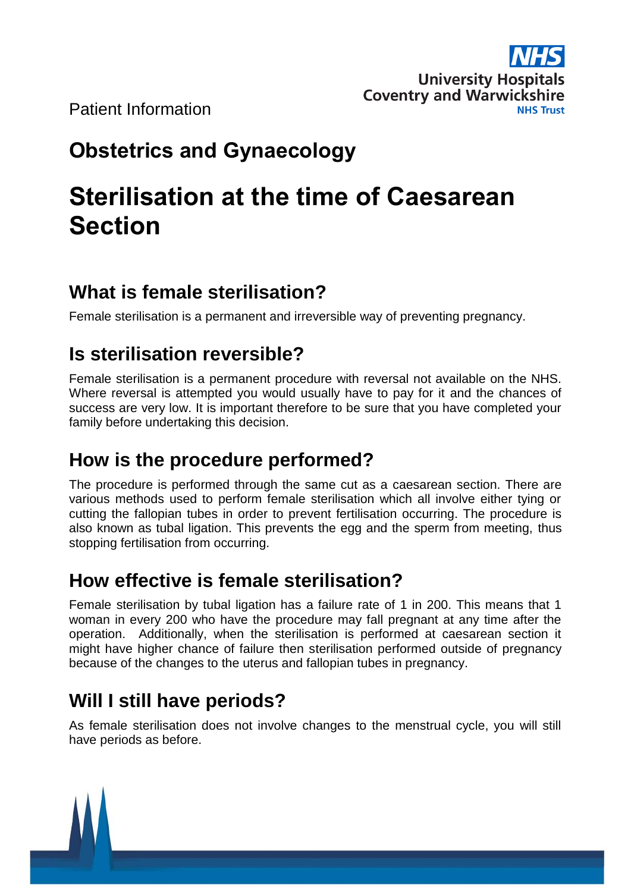Patient Information

NHS University Hospitals Coventry and Warwickshire NHS Trust

## Obstetrics and Gynaecology

# Sterilisation at the time of Caesarean Section

## What is female sterilisation?

Female sterilisation is a permanent and irreversible way of preventing pregnancy.

## Is sterilisation reversible?

Female sterilisation is a permanent procedure with reversal not available on the NHS. Where reversal is attempted you would usually have to pay for it and the chances of success are very low. It is important therefore to be sure that you have completed your family before undertaking this decision.

## How is the procedure performed?

The procedure is performed through the same cut as a caesarean section. There are various methods used to perform female sterilisation which all involve either tying or cutting the fallopian tubes in order to prevent fertilisation occurring. The procedure is also known as tubal ligation. This prevents the egg and the sperm from meeting, thus stopping fertilisation from occurring.

## How effective is female sterilisation?

Female sterilisation by tubal ligation has a failure rate of 1 in 200. This means that 1 woman in every 200 who have the procedure may fall pregnant at any time after the operation. Additionally, when the sterilisation is performed at caesarean section it might have higher chance of failure then sterilisation performed outside of pregnancy because of the changes to the uterus and fallopian tubes in pregnancy.

## Will I still have periods?

As female sterilisation does not involve changes to the menstrual cycle, you will still have periods as before.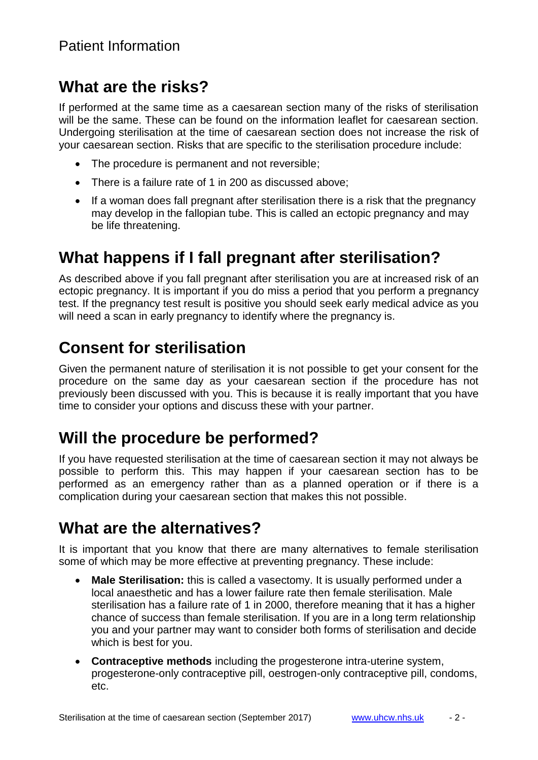## What are the risks?

If performed at the same time as a caesarean section many of the risks of sterilisation will be the same. These can be found on the information leaflet for caesarean section. Undergoing sterilisation at the time of caesarean section does not increase the risk of your caesarean section. Risks that are specific to the sterilisation procedure include:

- The procedure is permanent and not reversible;
- There is a failure rate of 1 in 200 as discussed above;
- If a woman does fall pregnant after sterilisation there is a risk that the pregnancy may develop in the fallopian tube. This is called an ectopic pregnancy and may be life threatening.

## What happens if I fall pregnant after sterilisation?

As described above if you fall pregnant after sterilisation you are at increased risk of an ectopic pregnancy. It is important if you do miss a period that you perform a pregnancy test. If the pregnancy test result is positive you should seek early medical advice as you will need a scan in early pregnancy to identify where the pregnancy is.

## Consent for sterilisation

Given the permanent nature of sterilisation it is not possible to get your consent for the procedure on the same day as your caesarean section if the procedure has not previously been discussed with you. This is because it is really important that you have time to consider your options and discuss these with your partner.

## Will the procedure be performed?

If you have requested sterilisation at the time of caesarean section it may not always be possible to perform this. This may happen if your caesarean section has to be performed as an emergency rather than as a planned operation or if there is a complication during your caesarean section that makes this not possible.

## What are the alternatives?

It is important that you know that there are many alternatives to female sterilisation some of which may be more effective at preventing pregnancy. These include:

- **Male Sterilisation:** this is called a vasectomy. It is usually performed under a local anaesthetic and has a lower failure rate then female sterilisation. Male sterilisation has a failure rate of 1 in 2000, therefore meaning that it has a higher chance of success than female sterilisation. If you are in a long term relationship you and your partner may want to consider both forms of sterilisation and decide which is best for you.
- **Contraceptive methods** including the progesterone intra-uterine system, progesterone-only contraceptive pill, oestrogen-only contraceptive pill, condoms, etc.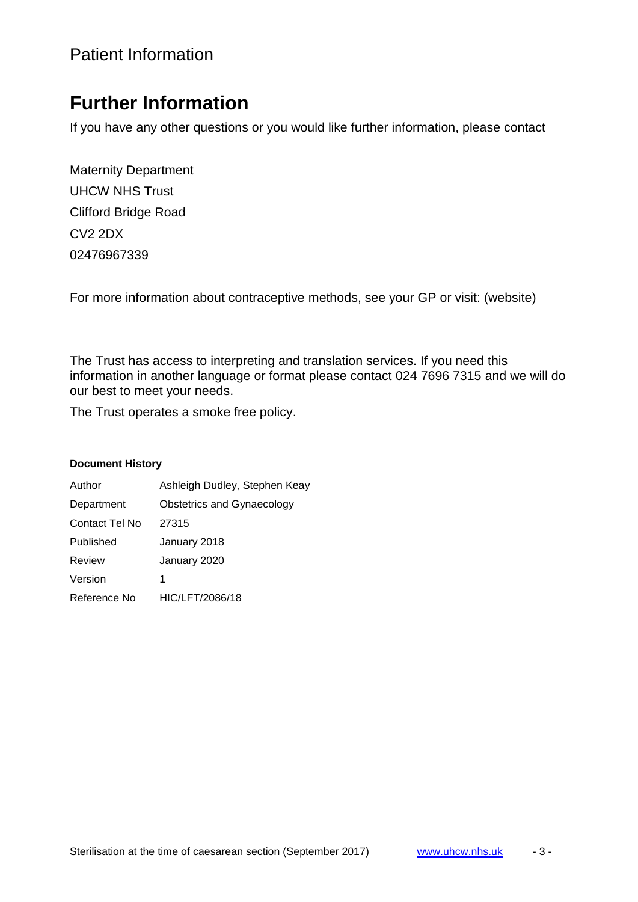Patient Information

# Further Information

If you have any other questions or you would like further information, please contact

Maternity Department
UHCW NHS Trust
Clifford Bridge Road
CV2 2DX
02476967339

For more information about contraceptive methods, see your GP or visit: (website)

The Trust has access to interpreting and translation services. If you need this information in another language or format please contact 024 7696 7315 and we will do our best to meet your needs.

The Trust operates a smoke free policy.

**Document History**

| | |
|---|---|
| Author | Ashleigh Dudley, Stephen Keay |
| Department | Obstetrics and Gynaecology |
| Contact Tel No | 27315 |
| Published | January 2018 |
| Review | January 2020 |
| Version | 1 |
| Reference No | HIC/LFT/2086/18 |